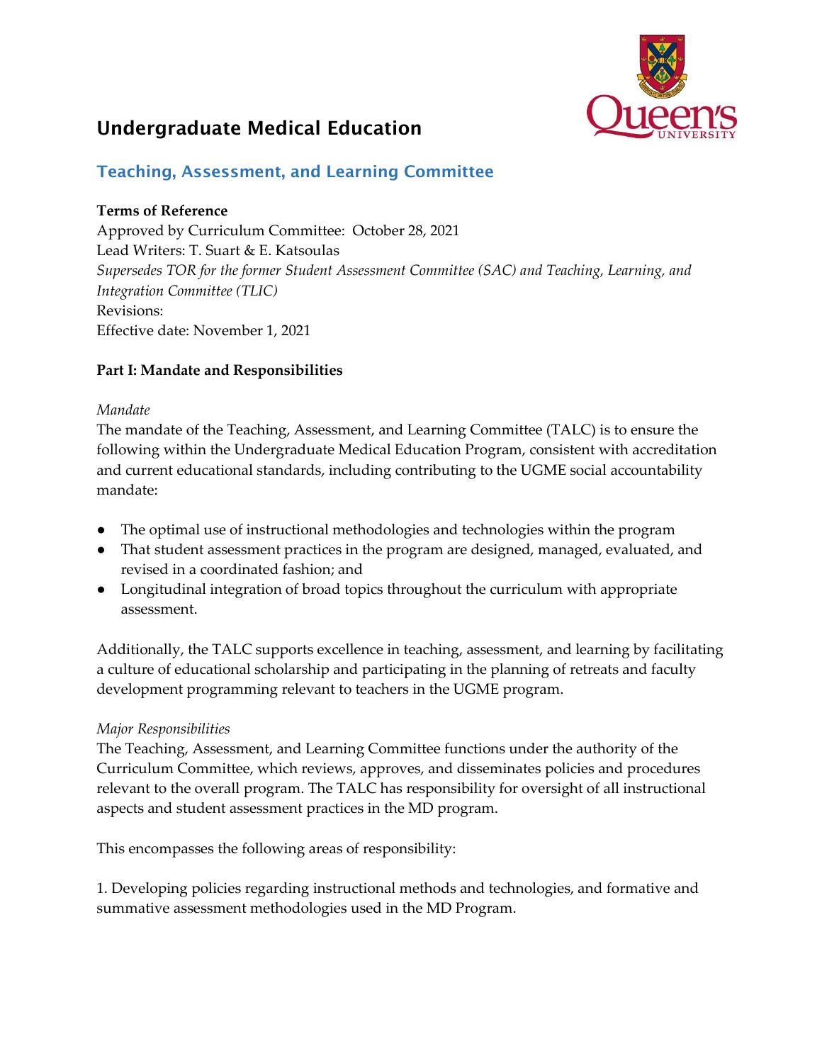# Undergraduate Medical Education

## Teaching, Assessment, and Learning Committee

**Terms of Reference**
Approved by Curriculum Committee: October 28, 2021
Lead Writers: T. Suart & E. Katsoulas
*Supersedes TOR for the former Student Assessment Committee (SAC) and Teaching, Learning, and Integration Committee (TLIC)*
Revisions:
Effective date: November 1, 2021

**Part I: Mandate and Responsibilities**

*Mandate*

The mandate of the Teaching, Assessment, and Learning Committee (TALC) is to ensure the following within the Undergraduate Medical Education Program, consistent with accreditation and current educational standards, including contributing to the UGME social accountability mandate:

- The optimal use of instructional methodologies and technologies within the program
- That student assessment practices in the program are designed, managed, evaluated, and revised in a coordinated fashion; and
- Longitudinal integration of broad topics throughout the curriculum with appropriate assessment.

Additionally, the TALC supports excellence in teaching, assessment, and learning by facilitating a culture of educational scholarship and participating in the planning of retreats and faculty development programming relevant to teachers in the UGME program.

*Major Responsibilities*

The Teaching, Assessment, and Learning Committee functions under the authority of the Curriculum Committee, which reviews, approves, and disseminates policies and procedures relevant to the overall program. The TALC has responsibility for oversight of all instructional aspects and student assessment practices in the MD program.

This encompasses the following areas of responsibility:

1. Developing policies regarding instructional methods and technologies, and formative and summative assessment methodologies used in the MD Program.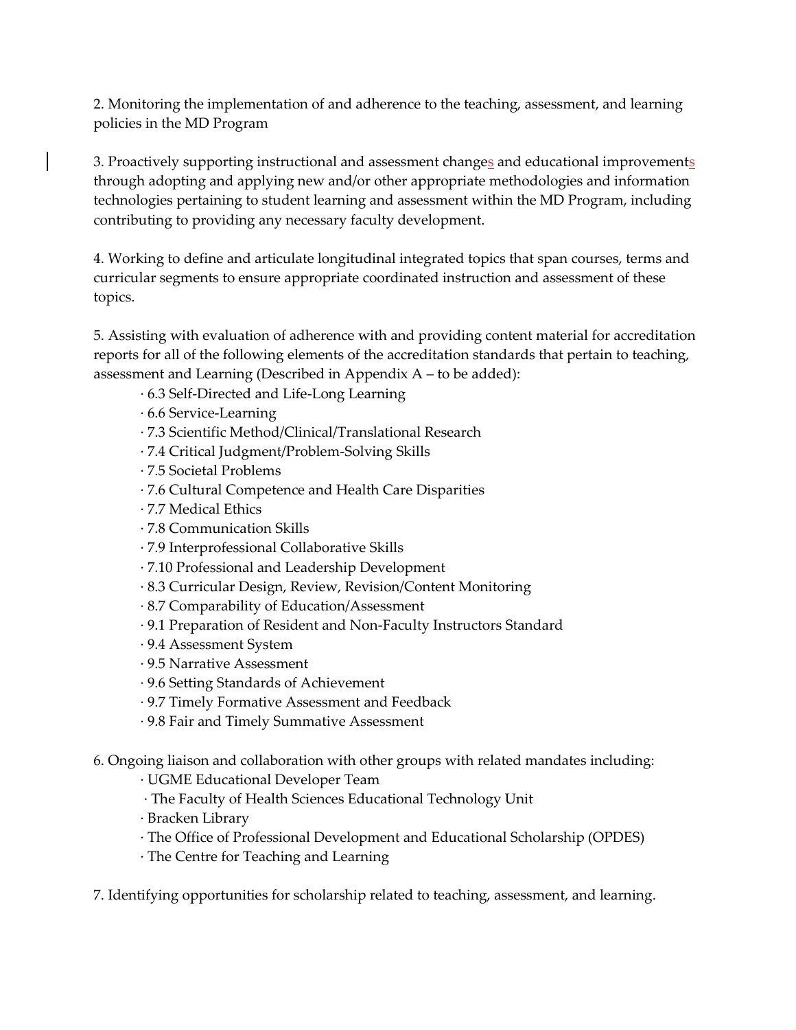2. Monitoring the implementation of and adherence to the teaching, assessment, and learning policies in the MD Program

3. Proactively supporting instructional and assessment changes and educational improvements through adopting and applying new and/or other appropriate methodologies and information technologies pertaining to student learning and assessment within the MD Program, including contributing to providing any necessary faculty development.

4. Working to define and articulate longitudinal integrated topics that span courses, terms and curricular segments to ensure appropriate coordinated instruction and assessment of these topics.

5. Assisting with evaluation of adherence with and providing content material for accreditation reports for all of the following elements of the accreditation standards that pertain to teaching, assessment and Learning (Described in Appendix A – to be added):

- 6.3 Self-Directed and Life-Long Learning
- 6.6 Service-Learning
- 7.3 Scientific Method/Clinical/Translational Research
- 7.4 Critical Judgment/Problem-Solving Skills
- 7.5 Societal Problems
- 7.6 Cultural Competence and Health Care Disparities
- 7.7 Medical Ethics
- 7.8 Communication Skills
- 7.9 Interprofessional Collaborative Skills
- 7.10 Professional and Leadership Development
- 8.3 Curricular Design, Review, Revision/Content Monitoring
- 8.7 Comparability of Education/Assessment
- 9.1 Preparation of Resident and Non-Faculty Instructors Standard
- 9.4 Assessment System
- 9.5 Narrative Assessment
- 9.6 Setting Standards of Achievement
- 9.7 Timely Formative Assessment and Feedback
- 9.8 Fair and Timely Summative Assessment

6. Ongoing liaison and collaboration with other groups with related mandates including:

- UGME Educational Developer Team
- The Faculty of Health Sciences Educational Technology Unit
- Bracken Library
- The Office of Professional Development and Educational Scholarship (OPDES)
- The Centre for Teaching and Learning

7. Identifying opportunities for scholarship related to teaching, assessment, and learning.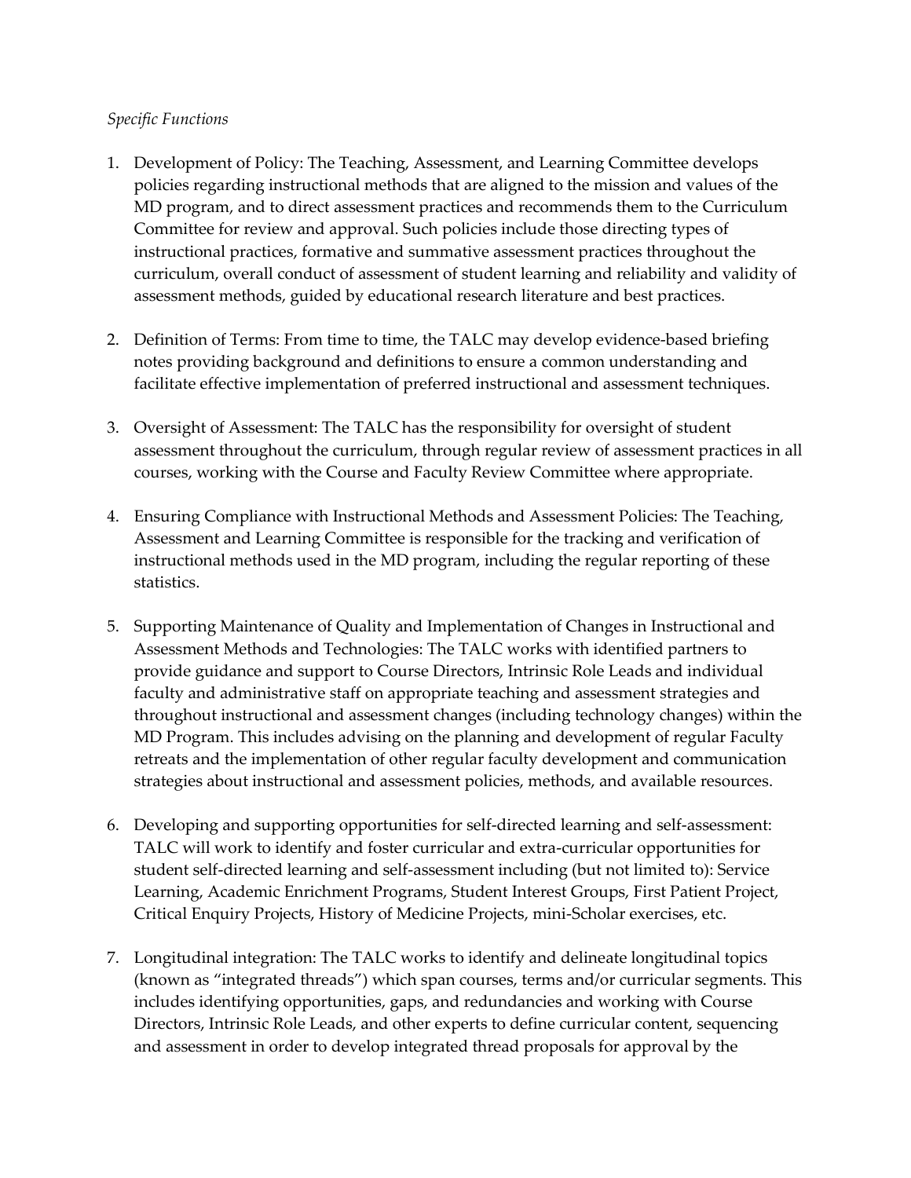*Specific Functions*

1. Development of Policy: The Teaching, Assessment, and Learning Committee develops policies regarding instructional methods that are aligned to the mission and values of the MD program, and to direct assessment practices and recommends them to the Curriculum Committee for review and approval. Such policies include those directing types of instructional practices, formative and summative assessment practices throughout the curriculum, overall conduct of assessment of student learning and reliability and validity of assessment methods, guided by educational research literature and best practices.

2. Definition of Terms: From time to time, the TALC may develop evidence-based briefing notes providing background and definitions to ensure a common understanding and facilitate effective implementation of preferred instructional and assessment techniques.

3. Oversight of Assessment: The TALC has the responsibility for oversight of student assessment throughout the curriculum, through regular review of assessment practices in all courses, working with the Course and Faculty Review Committee where appropriate.

4. Ensuring Compliance with Instructional Methods and Assessment Policies: The Teaching, Assessment and Learning Committee is responsible for the tracking and verification of instructional methods used in the MD program, including the regular reporting of these statistics.

5. Supporting Maintenance of Quality and Implementation of Changes in Instructional and Assessment Methods and Technologies: The TALC works with identified partners to provide guidance and support to Course Directors, Intrinsic Role Leads and individual faculty and administrative staff on appropriate teaching and assessment strategies and throughout instructional and assessment changes (including technology changes) within the MD Program. This includes advising on the planning and development of regular Faculty retreats and the implementation of other regular faculty development and communication strategies about instructional and assessment policies, methods, and available resources.

6. Developing and supporting opportunities for self-directed learning and self-assessment: TALC will work to identify and foster curricular and extra-curricular opportunities for student self-directed learning and self-assessment including (but not limited to): Service Learning, Academic Enrichment Programs, Student Interest Groups, First Patient Project, Critical Enquiry Projects, History of Medicine Projects, mini-Scholar exercises, etc.

7. Longitudinal integration: The TALC works to identify and delineate longitudinal topics (known as "integrated threads") which span courses, terms and/or curricular segments. This includes identifying opportunities, gaps, and redundancies and working with Course Directors, Intrinsic Role Leads, and other experts to define curricular content, sequencing and assessment in order to develop integrated thread proposals for approval by the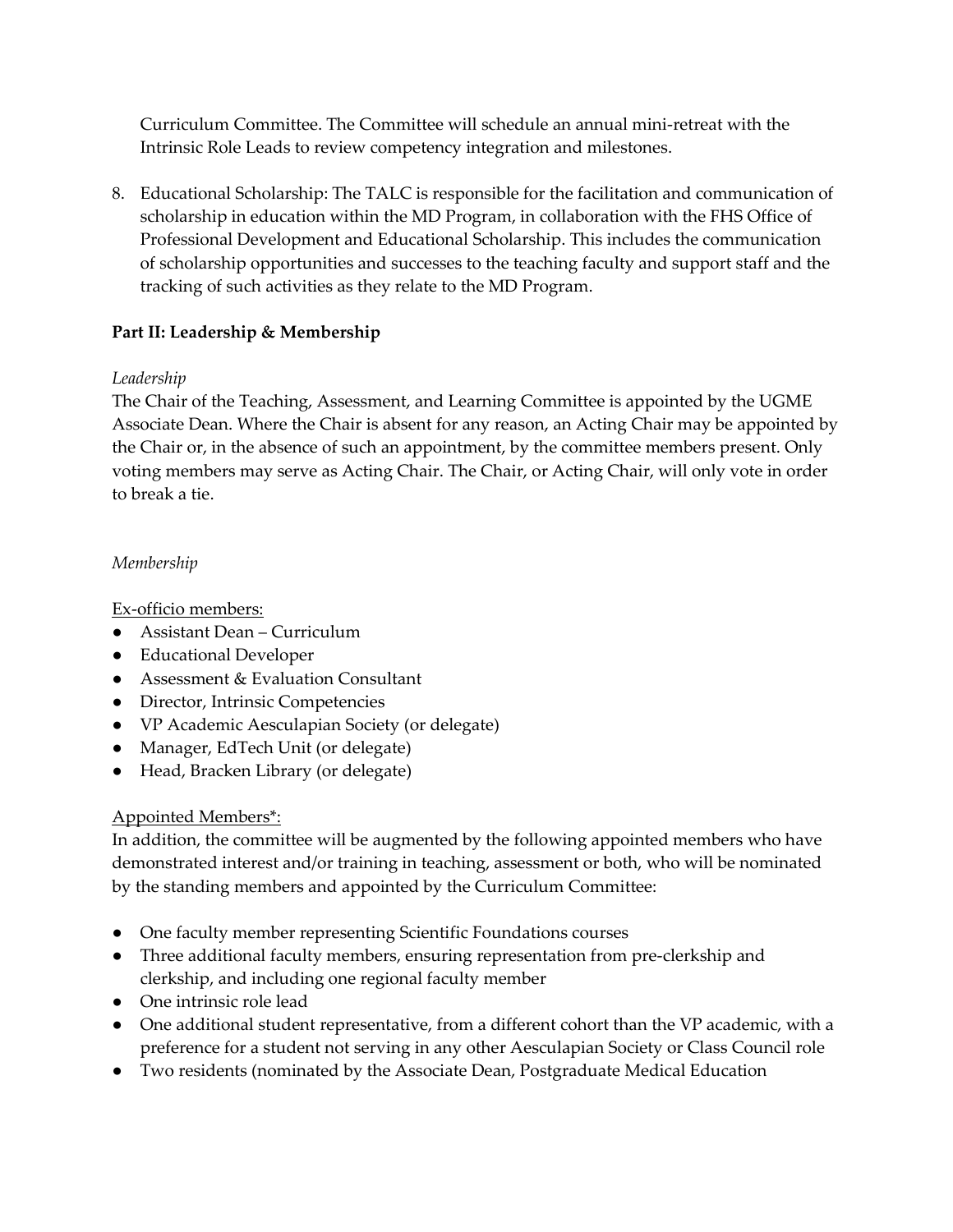Curriculum Committee. The Committee will schedule an annual mini-retreat with the Intrinsic Role Leads to review competency integration and milestones.

8. Educational Scholarship: The TALC is responsible for the facilitation and communication of scholarship in education within the MD Program, in collaboration with the FHS Office of Professional Development and Educational Scholarship. This includes the communication of scholarship opportunities and successes to the teaching faculty and support staff and the tracking of such activities as they relate to the MD Program.

**Part II: Leadership & Membership**

*Leadership*

The Chair of the Teaching, Assessment, and Learning Committee is appointed by the UGME Associate Dean. Where the Chair is absent for any reason, an Acting Chair may be appointed by the Chair or, in the absence of such an appointment, by the committee members present. Only voting members may serve as Acting Chair. The Chair, or Acting Chair, will only vote in order to break a tie.

*Membership*

<u>Ex-officio members:</u>

- Assistant Dean – Curriculum
- Educational Developer
- Assessment & Evaluation Consultant
- Director, Intrinsic Competencies
- VP Academic Aesculapian Society (or delegate)
- Manager, EdTech Unit (or delegate)
- Head, Bracken Library (or delegate)

<u>Appointed Members*:</u>

In addition, the committee will be augmented by the following appointed members who have demonstrated interest and/or training in teaching, assessment or both, who will be nominated by the standing members and appointed by the Curriculum Committee:

- One faculty member representing Scientific Foundations courses
- Three additional faculty members, ensuring representation from pre-clerkship and clerkship, and including one regional faculty member
- One intrinsic role lead
- One additional student representative, from a different cohort than the VP academic, with a preference for a student not serving in any other Aesculapian Society or Class Council role
- Two residents (nominated by the Associate Dean, Postgraduate Medical Education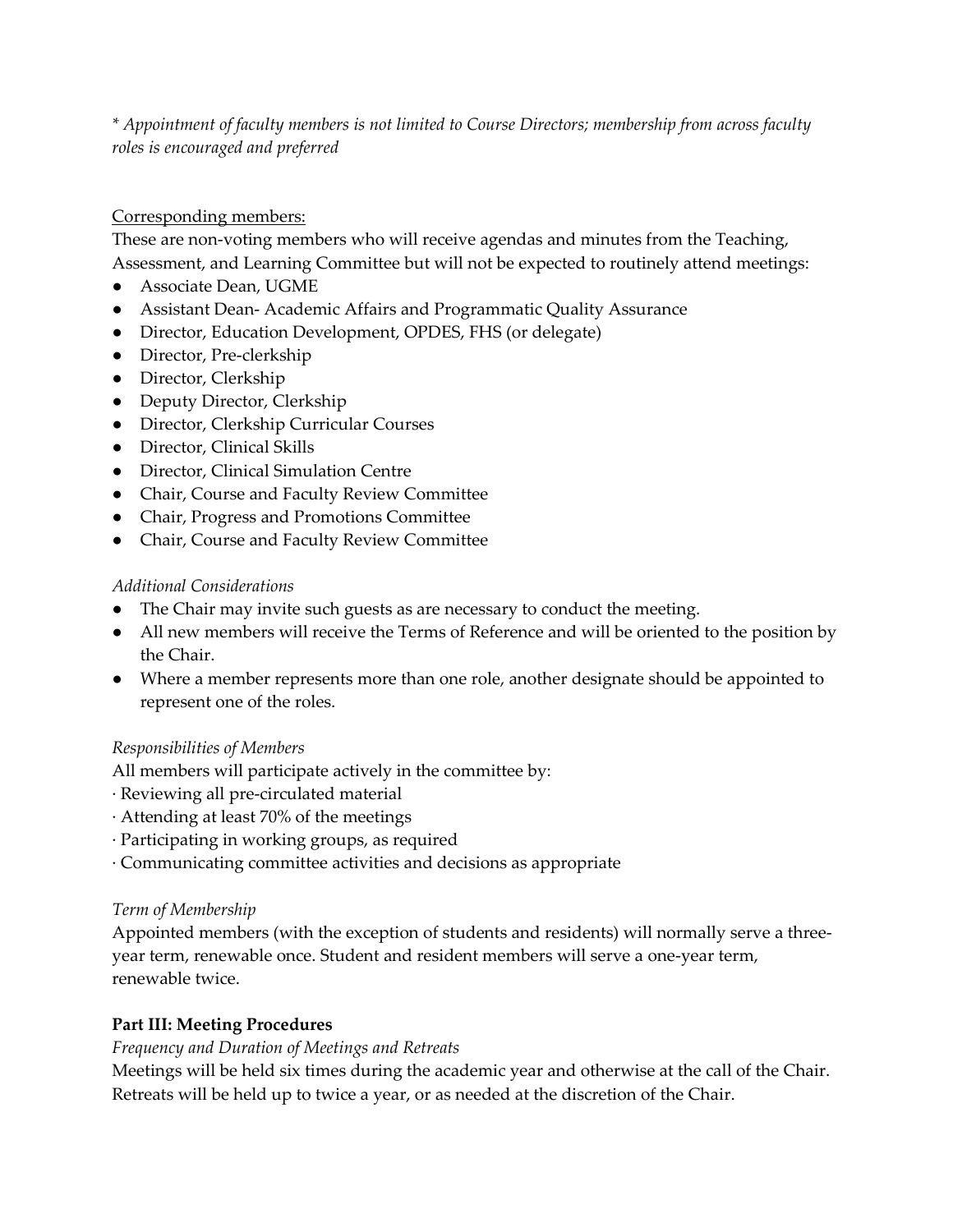*\* Appointment of faculty members is not limited to Course Directors; membership from across faculty roles is encouraged and preferred*

<u>Corresponding members:</u>

These are non-voting members who will receive agendas and minutes from the Teaching, Assessment, and Learning Committee but will not be expected to routinely attend meetings:

- Associate Dean, UGME
- Assistant Dean- Academic Affairs and Programmatic Quality Assurance
- Director, Education Development, OPDES, FHS (or delegate)
- Director, Pre-clerkship
- Director, Clerkship
- Deputy Director, Clerkship
- Director, Clerkship Curricular Courses
- Director, Clinical Skills
- Director, Clinical Simulation Centre
- Chair, Course and Faculty Review Committee
- Chair, Progress and Promotions Committee
- Chair, Course and Faculty Review Committee

*Additional Considerations*

- The Chair may invite such guests as are necessary to conduct the meeting.
- All new members will receive the Terms of Reference and will be oriented to the position by the Chair.
- Where a member represents more than one role, another designate should be appointed to represent one of the roles.

*Responsibilities of Members*

All members will participate actively in the committee by:

· Reviewing all pre-circulated material
· Attending at least 70% of the meetings
· Participating in working groups, as required
· Communicating committee activities and decisions as appropriate

*Term of Membership*

Appointed members (with the exception of students and residents) will normally serve a three-year term, renewable once. Student and resident members will serve a one-year term, renewable twice.

**Part III: Meeting Procedures**

*Frequency and Duration of Meetings and Retreats*

Meetings will be held six times during the academic year and otherwise at the call of the Chair. Retreats will be held up to twice a year, or as needed at the discretion of the Chair.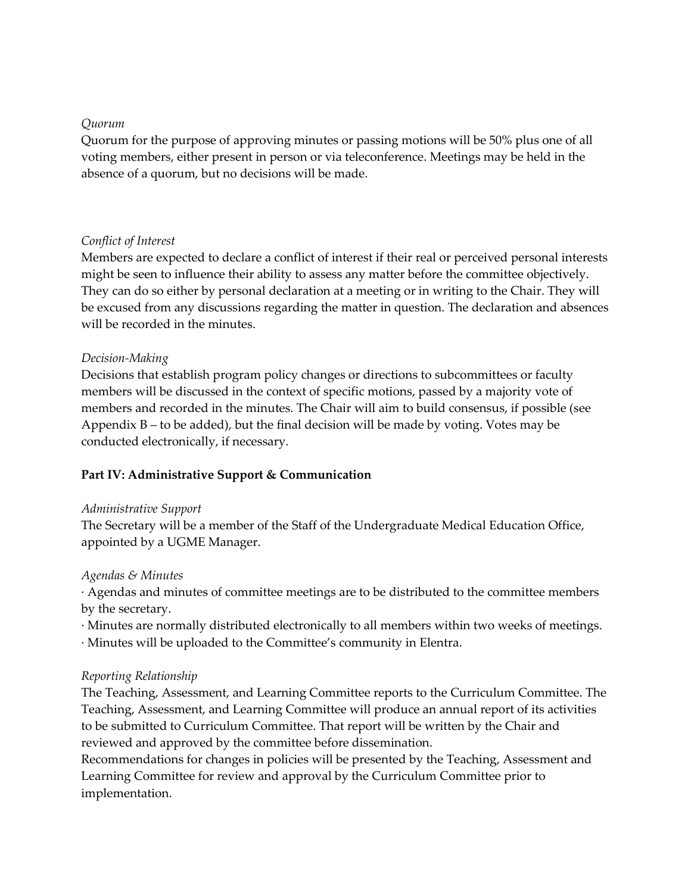*Quorum*

Quorum for the purpose of approving minutes or passing motions will be 50% plus one of all voting members, either present in person or via teleconference. Meetings may be held in the absence of a quorum, but no decisions will be made.

*Conflict of Interest*

Members are expected to declare a conflict of interest if their real or perceived personal interests might be seen to influence their ability to assess any matter before the committee objectively. They can do so either by personal declaration at a meeting or in writing to the Chair. They will be excused from any discussions regarding the matter in question. The declaration and absences will be recorded in the minutes.

*Decision-Making*

Decisions that establish program policy changes or directions to subcommittees or faculty members will be discussed in the context of specific motions, passed by a majority vote of members and recorded in the minutes. The Chair will aim to build consensus, if possible (see Appendix B – to be added), but the final decision will be made by voting. Votes may be conducted electronically, if necessary.

**Part IV: Administrative Support & Communication**

*Administrative Support*

The Secretary will be a member of the Staff of the Undergraduate Medical Education Office, appointed by a UGME Manager.

*Agendas & Minutes*

- Agendas and minutes of committee meetings are to be distributed to the committee members by the secretary.
- Minutes are normally distributed electronically to all members within two weeks of meetings.
- Minutes will be uploaded to the Committee's community in Elentra.

*Reporting Relationship*

The Teaching, Assessment, and Learning Committee reports to the Curriculum Committee. The Teaching, Assessment, and Learning Committee will produce an annual report of its activities to be submitted to Curriculum Committee. That report will be written by the Chair and reviewed and approved by the committee before dissemination.

Recommendations for changes in policies will be presented by the Teaching, Assessment and Learning Committee for review and approval by the Curriculum Committee prior to implementation.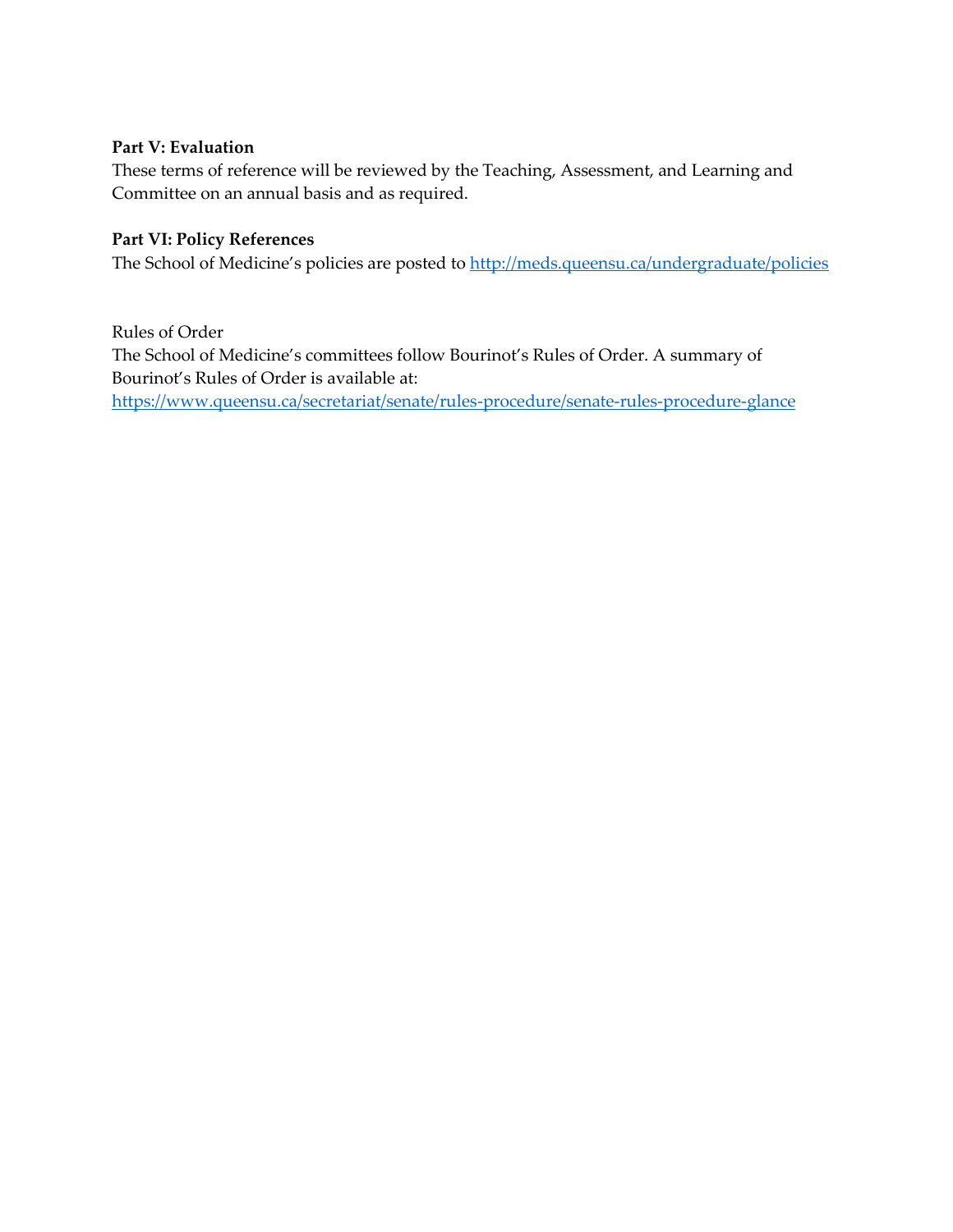**Part V: Evaluation**

These terms of reference will be reviewed by the Teaching, Assessment, and Learning and Committee on an annual basis and as required.

**Part VI: Policy References**

The School of Medicine's policies are posted to http://meds.queensu.ca/undergraduate/policies

Rules of Order

The School of Medicine's committees follow Bourinot's Rules of Order. A summary of Bourinot's Rules of Order is available at: https://www.queensu.ca/secretariat/senate/rules-procedure/senate-rules-procedure-glance